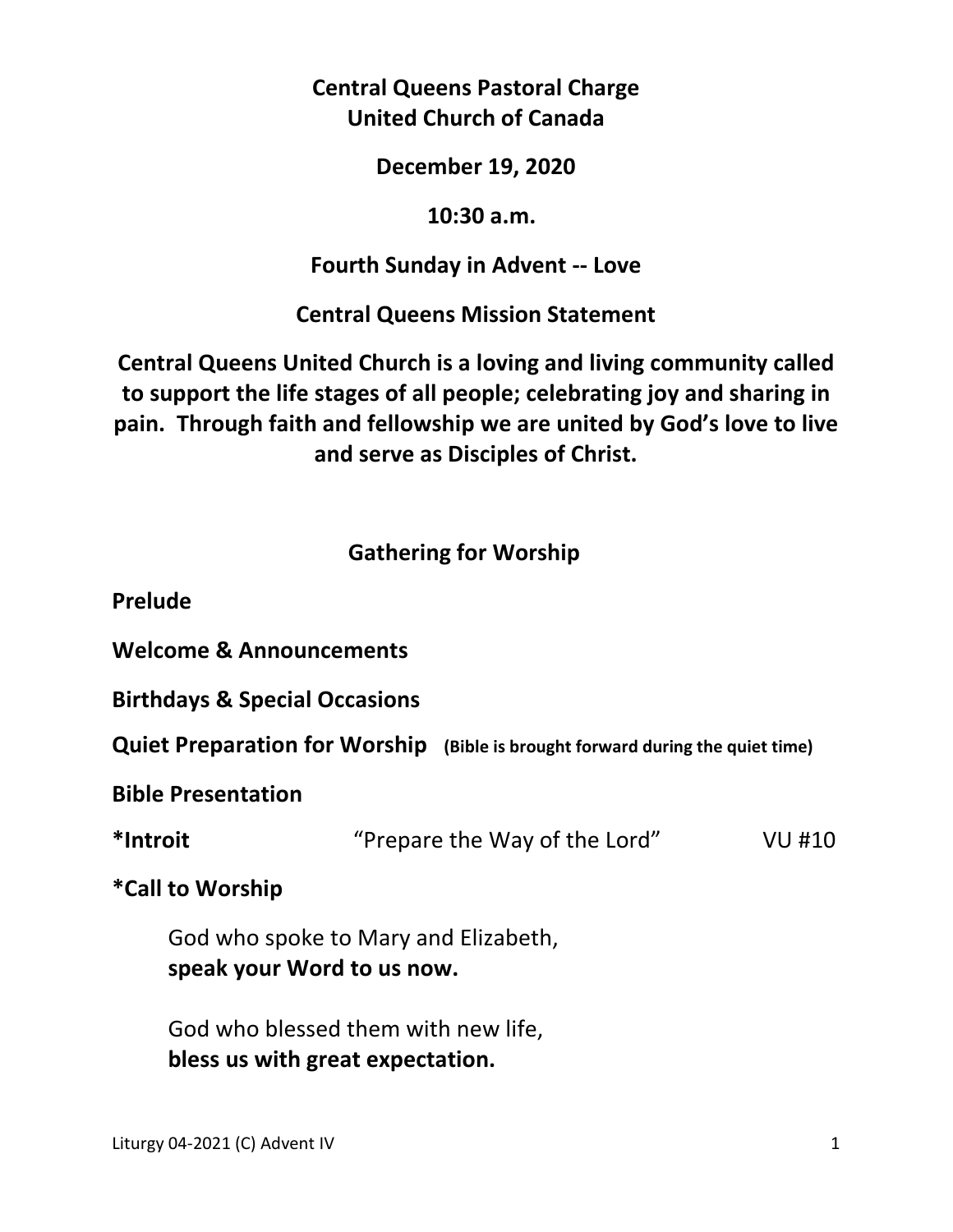**Central Queens Pastoral Charge**
**United Church of Canada**

**December 19, 2020**

**10:30 a.m.**

**Fourth Sunday in Advent -- Love**

**Central Queens Mission Statement**

**Central Queens United Church is a loving and living community called to support the life stages of all people; celebrating joy and sharing in pain. Through faith and fellowship we are united by God's love to live and serve as Disciples of Christ.**

## Gathering for Worship

**Prelude**

**Welcome & Announcements**

**Birthdays & Special Occasions**

**Quiet Preparation for Worship** **(Bible is brought forward during the quiet time)**

**Bible Presentation**

***Introit** "Prepare the Way of the Lord" VU #10

***Call to Worship**

God who spoke to Mary and Elizabeth,
**speak your Word to us now.**

God who blessed them with new life,
**bless us with great expectation.**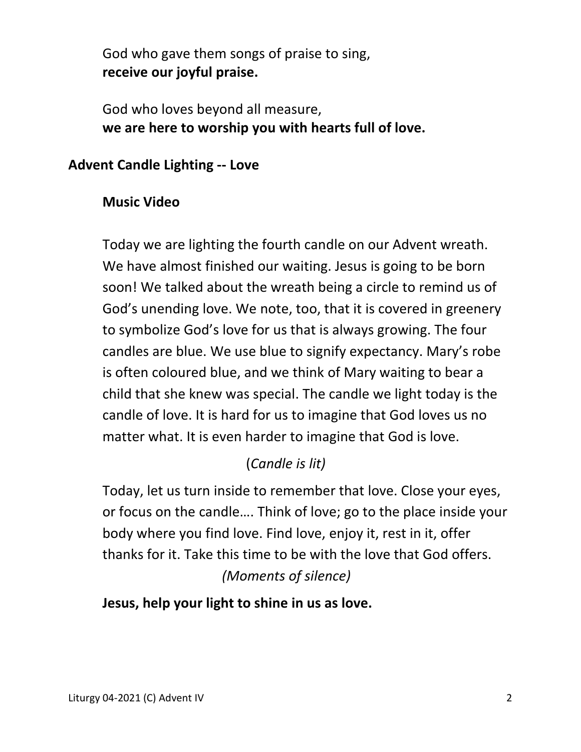God who gave them songs of praise to sing,
**receive our joyful praise.**

God who loves beyond all measure,
**we are here to worship you with hearts full of love.**

## Advent Candle Lighting -- Love

### Music Video

Today we are lighting the fourth candle on our Advent wreath. We have almost finished our waiting. Jesus is going to be born soon! We talked about the wreath being a circle to remind us of God's unending love. We note, too, that it is covered in greenery to symbolize God's love for us that is always growing. The four candles are blue. We use blue to signify expectancy. Mary's robe is often coloured blue, and we think of Mary waiting to bear a child that she knew was special. The candle we light today is the candle of love. It is hard for us to imagine that God loves us no matter what. It is even harder to imagine that God is love.

(*Candle is lit)*

Today, let us turn inside to remember that love. Close your eyes, or focus on the candle…. Think of love; go to the place inside your body where you find love. Find love, enjoy it, rest in it, offer thanks for it. Take this time to be with the love that God offers.

*(Moments of silence)*

**Jesus, help your light to shine in us as love.**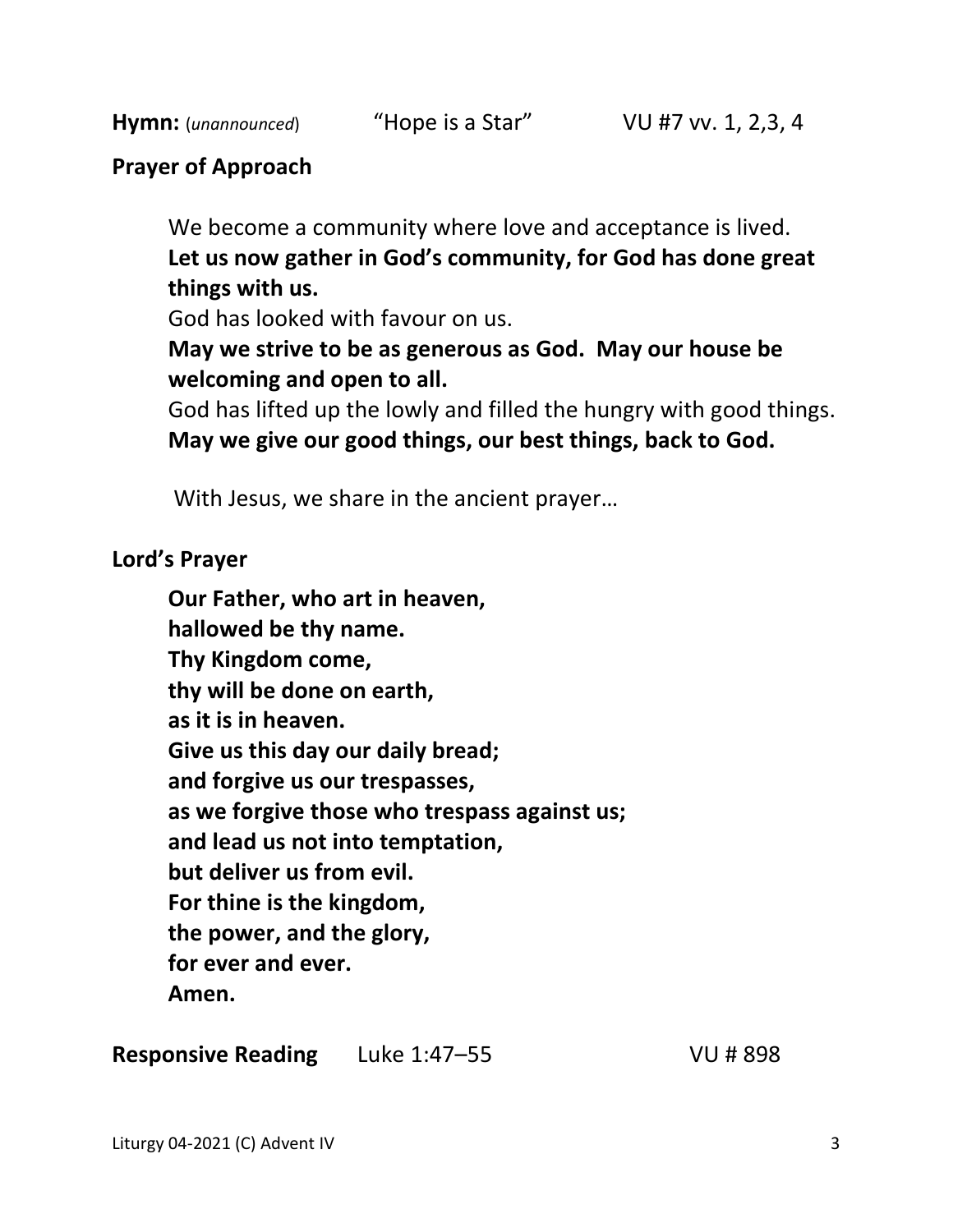**Hymn:** (*unannounced*) "Hope is a Star" VU #7 vv. 1, 2,3, 4

**Prayer of Approach**

We become a community where love and acceptance is lived.
**Let us now gather in God's community, for God has done great things with us.**
God has looked with favour on us.
**May we strive to be as generous as God. May our house be welcoming and open to all.**
God has lifted up the lowly and filled the hungry with good things.
**May we give our good things, our best things, back to God.**

With Jesus, we share in the ancient prayer…

**Lord's Prayer**

**Our Father, who art in heaven,**
**hallowed be thy name.**
**Thy Kingdom come,**
**thy will be done on earth,**
**as it is in heaven.**
**Give us this day our daily bread;**
**and forgive us our trespasses,**
**as we forgive those who trespass against us;**
**and lead us not into temptation,**
**but deliver us from evil.**
**For thine is the kingdom,**
**the power, and the glory,**
**for ever and ever.**
**Amen.**

**Responsive Reading** Luke 1:47–55 VU # 898

Liturgy 04-2021 (C) Advent IV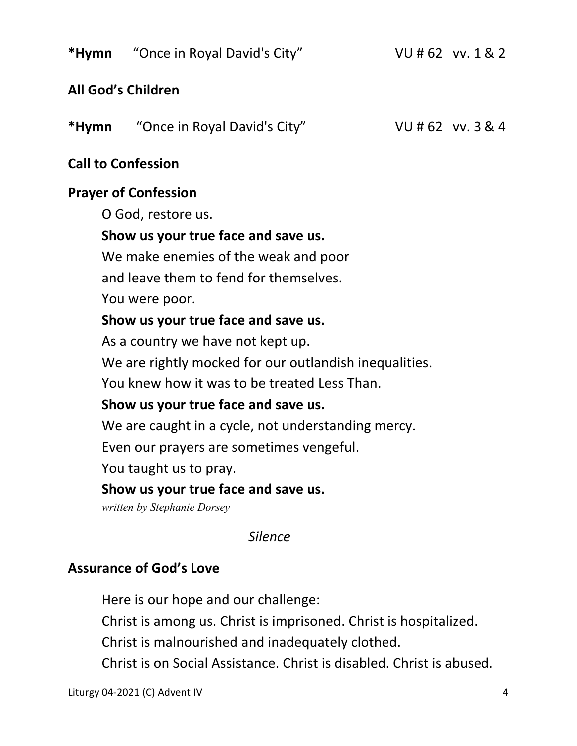**\*Hymn** "Once in Royal David's City" VU # 62 vv. 1 & 2

**All God's Children**

**\*Hymn** "Once in Royal David's City" VU # 62 vv. 3 & 4

**Call to Confession**

**Prayer of Confession**

O God, restore us.
**Show us your true face and save us.**
We make enemies of the weak and poor
and leave them to fend for themselves.
You were poor.
**Show us your true face and save us.**
As a country we have not kept up.
We are rightly mocked for our outlandish inequalities.
You knew how it was to be treated Less Than.
**Show us your true face and save us.**
We are caught in a cycle, not understanding mercy.
Even our prayers are sometimes vengeful.
You taught us to pray.
**Show us your true face and save us.**
*written by Stephanie Dorsey*

*Silence*

**Assurance of God's Love**

Here is our hope and our challenge:
Christ is among us. Christ is imprisoned. Christ is hospitalized.
Christ is malnourished and inadequately clothed.
Christ is on Social Assistance. Christ is disabled. Christ is abused.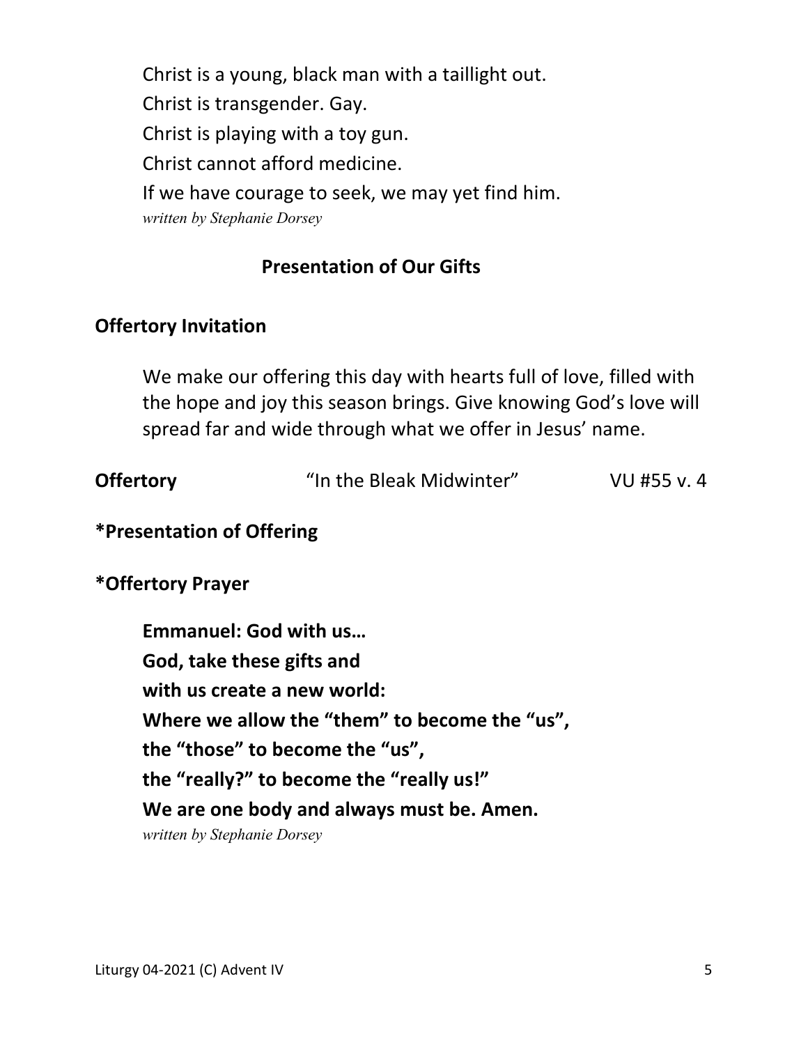Christ is a young, black man with a taillight out.
Christ is transgender. Gay.
Christ is playing with a toy gun.
Christ cannot afford medicine.
If we have courage to seek, we may yet find him.
*written by Stephanie Dorsey*

## Presentation of Our Gifts

### Offertory Invitation

We make our offering this day with hearts full of love, filled with the hope and joy this season brings. Give knowing God's love will spread far and wide through what we offer in Jesus' name.

**Offertory** "In the Bleak Midwinter" VU #55 v. 4

**\*Presentation of Offering**

**\*Offertory Prayer**

**Emmanuel: God with us…**
**God, take these gifts and**
**with us create a new world:**
**Where we allow the "them" to become the "us",**
**the "those" to become the "us",**
**the "really?" to become the "really us!"**
**We are one body and always must be. Amen.**
*written by Stephanie Dorsey*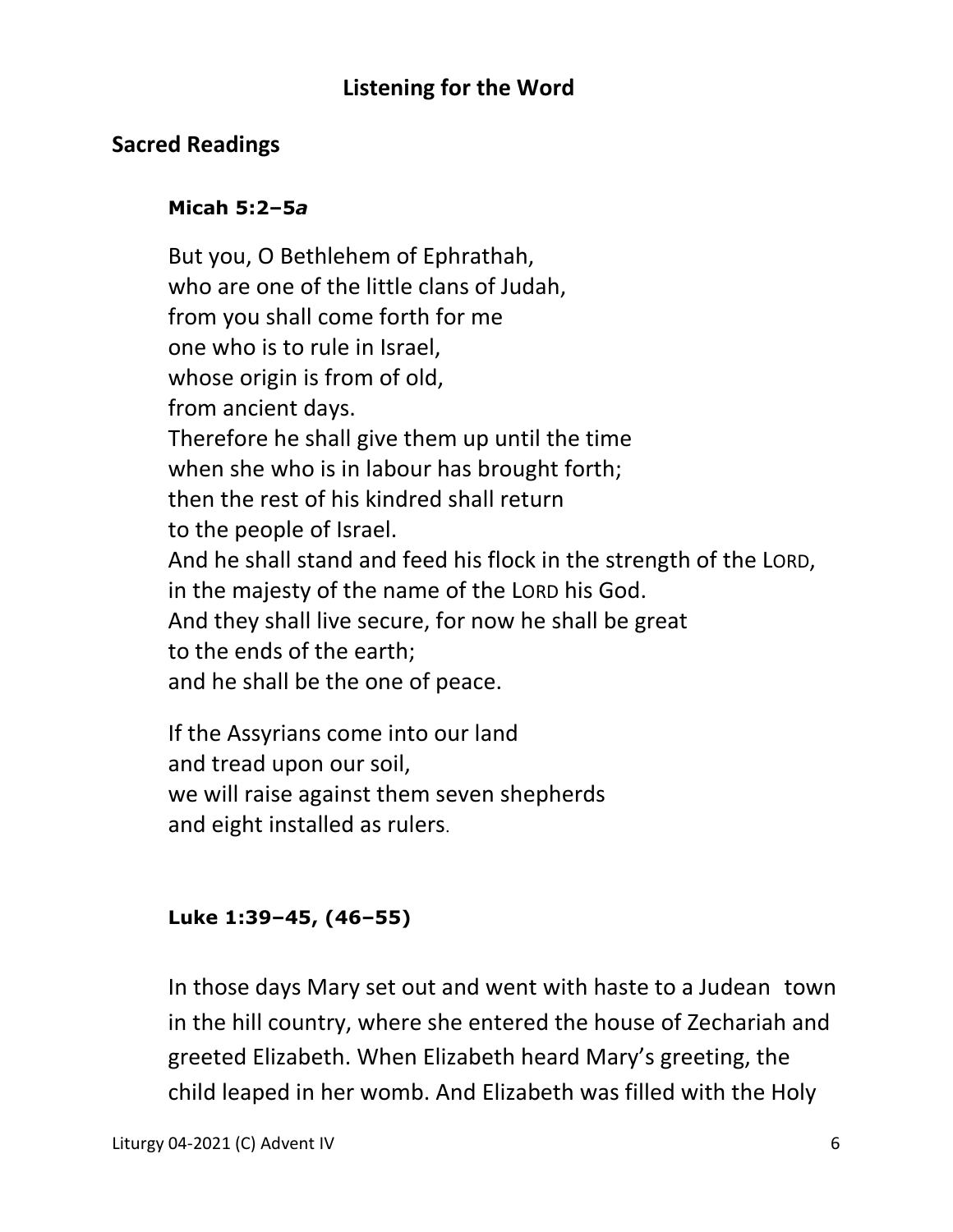## Listening for the Word

### Sacred Readings

**Micah 5:2–5*a***

But you, O Bethlehem of Ephrathah,
who are one of the little clans of Judah,
from you shall come forth for me
one who is to rule in Israel,
whose origin is from of old,
from ancient days.
Therefore he shall give them up until the time
when she who is in labour has brought forth;
then the rest of his kindred shall return
to the people of Israel.
And he shall stand and feed his flock in the strength of the LORD,
in the majesty of the name of the LORD his God.
And they shall live secure, for now he shall be great
to the ends of the earth;
and he shall be the one of peace.

If the Assyrians come into our land
and tread upon our soil,
we will raise against them seven shepherds
and eight installed as rulers.

**Luke 1:39–45, (46–55)**

In those days Mary set out and went with haste to a Judean town in the hill country, where she entered the house of Zechariah and greeted Elizabeth. When Elizabeth heard Mary's greeting, the child leaped in her womb. And Elizabeth was filled with the Holy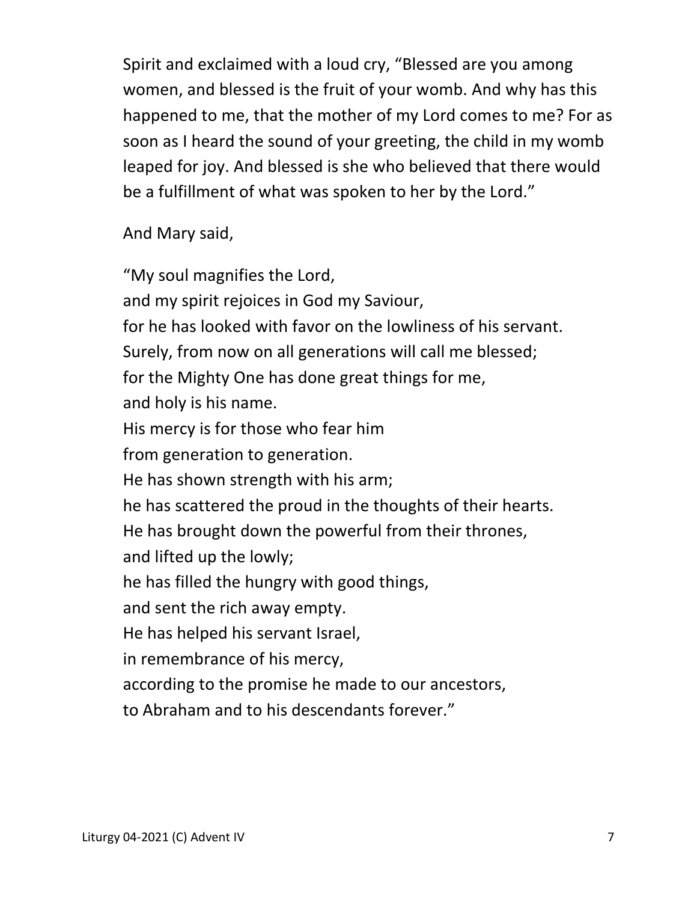Spirit and exclaimed with a loud cry, "Blessed are you among women, and blessed is the fruit of your womb. And why has this happened to me, that the mother of my Lord comes to me? For as soon as I heard the sound of your greeting, the child in my womb leaped for joy. And blessed is she who believed that there would be a fulfillment of what was spoken to her by the Lord."

And Mary said,

"My soul magnifies the Lord,  
and my spirit rejoices in God my Saviour,  
for he has looked with favor on the lowliness of his servant.  
Surely, from now on all generations will call me blessed;  
for the Mighty One has done great things for me,  
and holy is his name.  
His mercy is for those who fear him  
from generation to generation.  
He has shown strength with his arm;  
he has scattered the proud in the thoughts of their hearts.  
He has brought down the powerful from their thrones,  
and lifted up the lowly;  
he has filled the hungry with good things,  
and sent the rich away empty.  
He has helped his servant Israel,  
in remembrance of his mercy,  
according to the promise he made to our ancestors,  
to Abraham and to his descendants forever."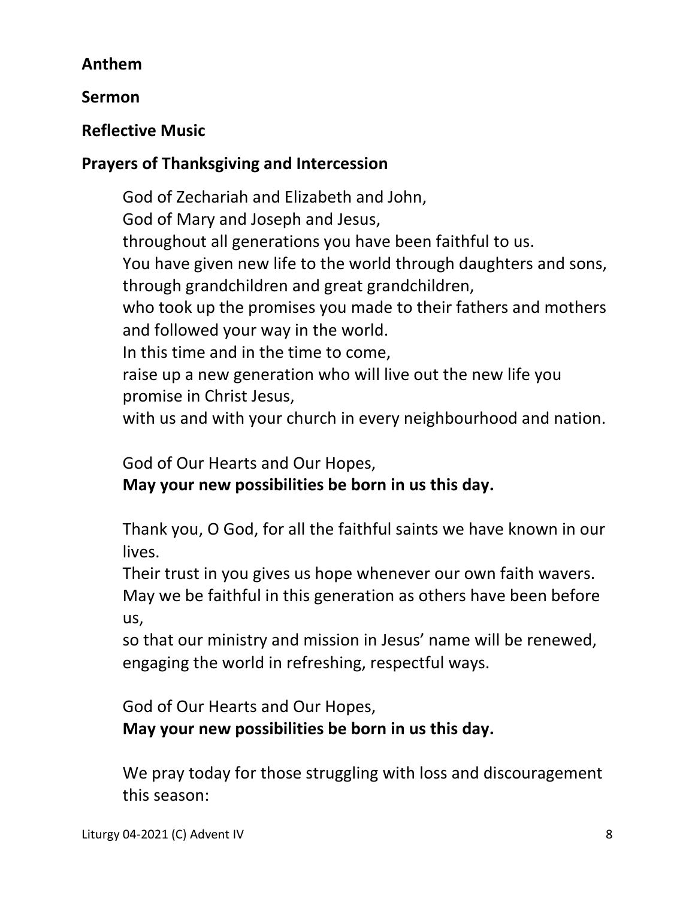**Anthem**

**Sermon**

**Reflective Music**

**Prayers of Thanksgiving and Intercession**

God of Zechariah and Elizabeth and John,
God of Mary and Joseph and Jesus,
throughout all generations you have been faithful to us.
You have given new life to the world through daughters and sons,
through grandchildren and great grandchildren,
who took up the promises you made to their fathers and mothers
and followed your way in the world.
In this time and in the time to come,
raise up a new generation who will live out the new life you
promise in Christ Jesus,
with us and with your church in every neighbourhood and nation.

God of Our Hearts and Our Hopes,
**May your new possibilities be born in us this day.**

Thank you, O God, for all the faithful saints we have known in our lives.
Their trust in you gives us hope whenever our own faith wavers.
May we be faithful in this generation as others have been before us,
so that our ministry and mission in Jesus' name will be renewed,
engaging the world in refreshing, respectful ways.

God of Our Hearts and Our Hopes,
**May your new possibilities be born in us this day.**

We pray today for those struggling with loss and discouragement this season: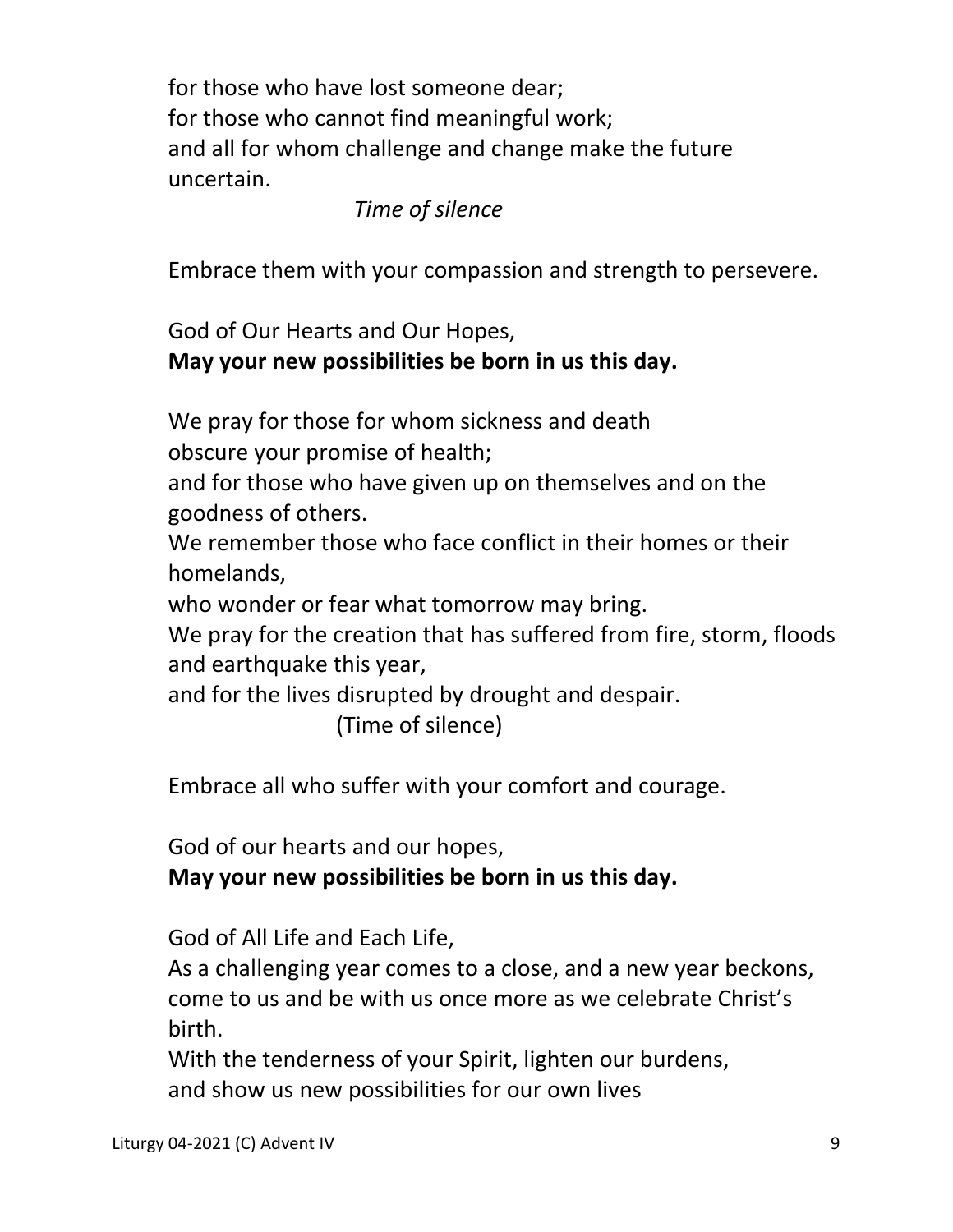for those who have lost someone dear;
for those who cannot find meaningful work;
and all for whom challenge and change make the future uncertain.

*Time of silence*

Embrace them with your compassion and strength to persevere.

God of Our Hearts and Our Hopes,
**May your new possibilities be born in us this day.**

We pray for those for whom sickness and death
obscure your promise of health;
and for those who have given up on themselves and on the goodness of others.
We remember those who face conflict in their homes or their homelands,
who wonder or fear what tomorrow may bring.
We pray for the creation that has suffered from fire, storm, floods and earthquake this year,
and for the lives disrupted by drought and despair.

(Time of silence)

Embrace all who suffer with your comfort and courage.

God of our hearts and our hopes,
**May your new possibilities be born in us this day.**

God of All Life and Each Life,
As a challenging year comes to a close, and a new year beckons, come to us and be with us once more as we celebrate Christ's birth.
With the tenderness of your Spirit, lighten our burdens,
and show us new possibilities for our own lives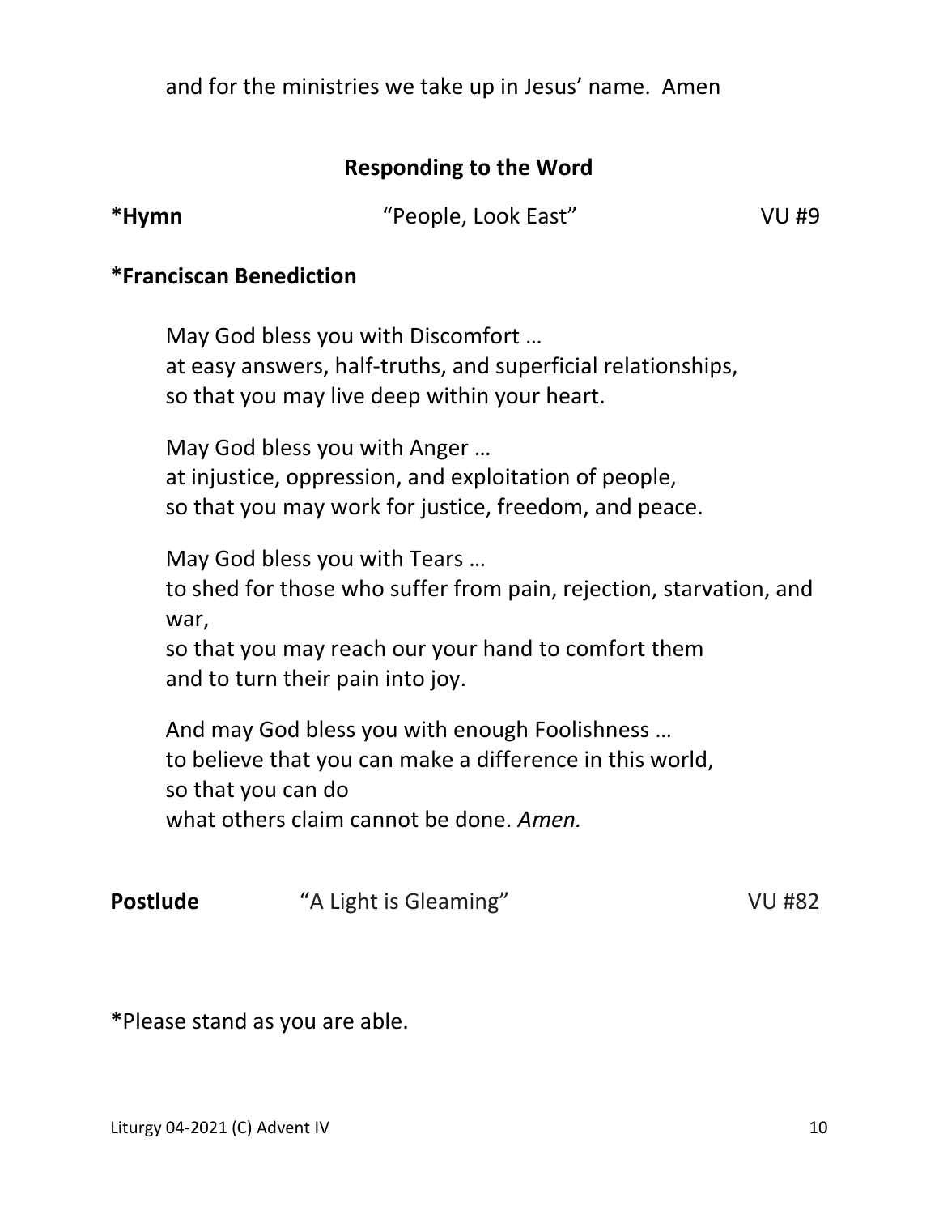and for the ministries we take up in Jesus' name. Amen

## Responding to the Word

**\*Hymn** "People, Look East" VU #9

**\*Franciscan Benediction**

May God bless you with Discomfort …
at easy answers, half-truths, and superficial relationships,
so that you may live deep within your heart.

May God bless you with Anger …
at injustice, oppression, and exploitation of people,
so that you may work for justice, freedom, and peace.

May God bless you with Tears …
to shed for those who suffer from pain, rejection, starvation, and war,
so that you may reach our your hand to comfort them
and to turn their pain into joy.

And may God bless you with enough Foolishness …
to believe that you can make a difference in this world,
so that you can do
what others claim cannot be done. *Amen.*

**Postlude** "A Light is Gleaming" VU #82

**\***Please stand as you are able.